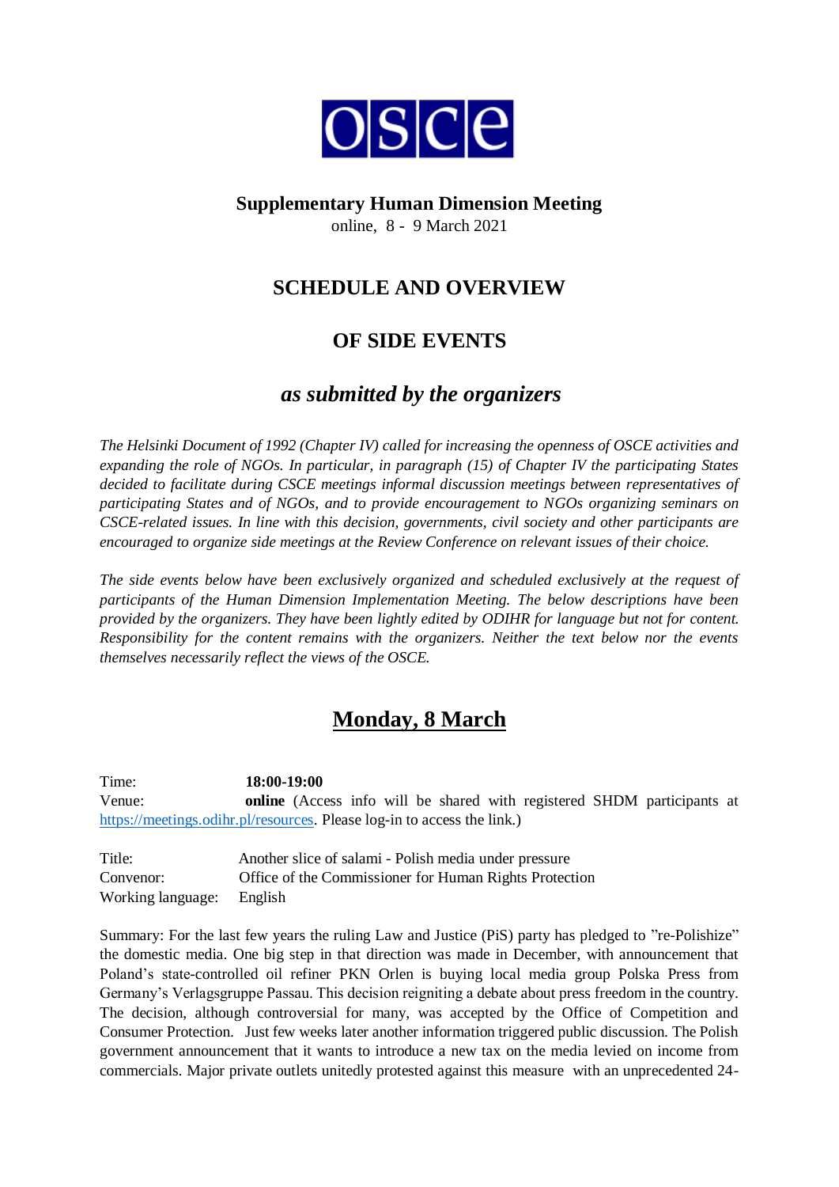OSCE

**Supplementary Human Dimension Meeting**

online, 8 - 9 March 2021

# SCHEDULE AND OVERVIEW

# OF SIDE EVENTS

## *as submitted by the organizers*

*The Helsinki Document of 1992 (Chapter IV) called for increasing the openness of OSCE activities and expanding the role of NGOs. In particular, in paragraph (15) of Chapter IV the participating States decided to facilitate during CSCE meetings informal discussion meetings between representatives of participating States and of NGOs, and to provide encouragement to NGOs organizing seminars on CSCE-related issues. In line with this decision, governments, civil society and other participants are encouraged to organize side meetings at the Review Conference on relevant issues of their choice.*

*The side events below have been exclusively organized and scheduled exclusively at the request of participants of the Human Dimension Implementation Meeting. The below descriptions have been provided by the organizers. They have been lightly edited by ODIHR for language but not for content. Responsibility for the content remains with the organizers. Neither the text below nor the events themselves necessarily reflect the views of the OSCE.*

## Monday, 8 March

Time: **18:00-19:00**
Venue: **online** (Access info will be shared with registered SHDM participants at https://meetings.odihr.pl/resources. Please log-in to access the link.)

Title: Another slice of salami - Polish media under pressure
Convenor: Office of the Commissioner for Human Rights Protection
Working language: English

Summary: For the last few years the ruling Law and Justice (PiS) party has pledged to "re-Polishize" the domestic media. One big step in that direction was made in December, with announcement that Poland's state-controlled oil refiner PKN Orlen is buying local media group Polska Press from Germany's Verlagsgruppe Passau. This decision reigniting a debate about press freedom in the country. The decision, although controversial for many, was accepted by the Office of Competition and Consumer Protection. Just few weeks later another information triggered public discussion. The Polish government announcement that it wants to introduce a new tax on the media levied on income from commercials. Major private outlets unitedly protested against this measure with an unprecedented 24-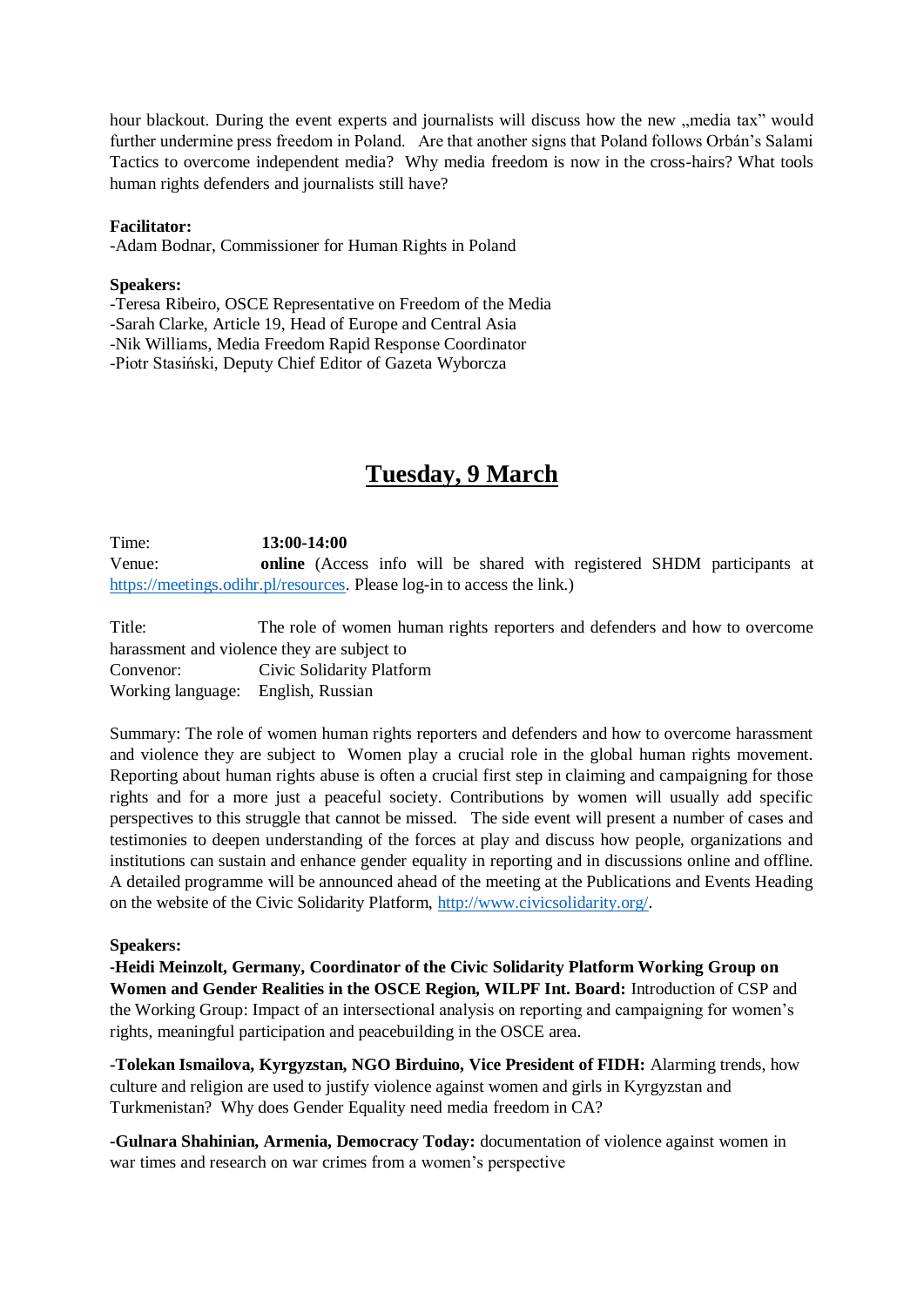hour blackout. During the event experts and journalists will discuss how the new „media tax" would further undermine press freedom in Poland. Are that another signs that Poland follows Orbán's Salami Tactics to overcome independent media? Why media freedom is now in the cross-hairs? What tools human rights defenders and journalists still have?

**Facilitator:**
-Adam Bodnar, Commissioner for Human Rights in Poland

**Speakers:**
-Teresa Ribeiro, OSCE Representative on Freedom of the Media
-Sarah Clarke, Article 19, Head of Europe and Central Asia
-Nik Williams, Media Freedom Rapid Response Coordinator
-Piotr Stasiński, Deputy Chief Editor of Gazeta Wyborcza

## Tuesday, 9 March

Time: **13:00-14:00**
Venue: **online** (Access info will be shared with registered SHDM participants at https://meetings.odihr.pl/resources. Please log-in to access the link.)

Title: The role of women human rights reporters and defenders and how to overcome harassment and violence they are subject to
Convenor: Civic Solidarity Platform
Working language: English, Russian

Summary: The role of women human rights reporters and defenders and how to overcome harassment and violence they are subject to Women play a crucial role in the global human rights movement. Reporting about human rights abuse is often a crucial first step in claiming and campaigning for those rights and for a more just a peaceful society. Contributions by women will usually add specific perspectives to this struggle that cannot be missed. The side event will present a number of cases and testimonies to deepen understanding of the forces at play and discuss how people, organizations and institutions can sustain and enhance gender equality in reporting and in discussions online and offline. A detailed programme will be announced ahead of the meeting at the Publications and Events Heading on the website of the Civic Solidarity Platform, http://www.civicsolidarity.org/.

**Speakers:**

**-Heidi Meinzolt, Germany, Coordinator of the Civic Solidarity Platform Working Group on Women and Gender Realities in the OSCE Region, WILPF Int. Board:** Introduction of CSP and the Working Group: Impact of an intersectional analysis on reporting and campaigning for women's rights, meaningful participation and peacebuilding in the OSCE area.

**-Tolekan Ismailova, Kyrgyzstan, NGO Birduino, Vice President of FIDH:** Alarming trends, how culture and religion are used to justify violence against women and girls in Kyrgyzstan and Turkmenistan? Why does Gender Equality need media freedom in CA?

**-Gulnara Shahinian, Armenia, Democracy Today:** documentation of violence against women in war times and research on war crimes from a women's perspective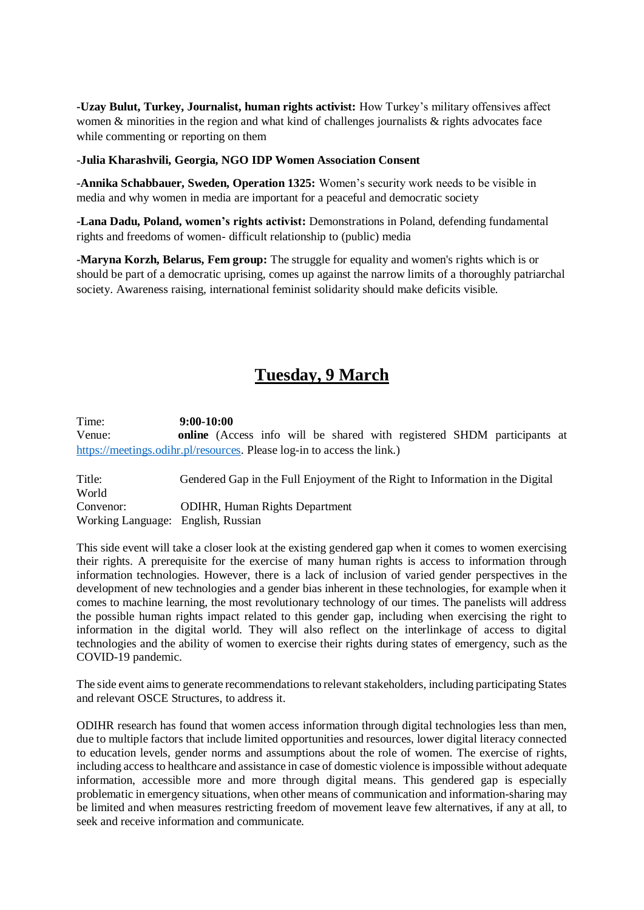**-Uzay Bulut, Turkey, Journalist, human rights activist:** How Turkey's military offensives affect women & minorities in the region and what kind of challenges journalists & rights advocates face while commenting or reporting on them

-**Julia Kharashvili, Georgia, NGO IDP Women Association Consent**

**-Annika Schabbauer, Sweden, Operation 1325:** Women's security work needs to be visible in media and why women in media are important for a peaceful and democratic society

**-Lana Dadu, Poland, women's rights activist:** Demonstrations in Poland, defending fundamental rights and freedoms of women- difficult relationship to (public) media

**-Maryna Korzh, Belarus, Fem group:** The struggle for equality and women's rights which is or should be part of a democratic uprising, comes up against the narrow limits of a thoroughly patriarchal society. Awareness raising, international feminist solidarity should make deficits visible.

## Tuesday, 9 March

Time: **9:00-10:00**
Venue: **online** (Access info will be shared with registered SHDM participants at https://meetings.odihr.pl/resources. Please log-in to access the link.)

Title: Gendered Gap in the Full Enjoyment of the Right to Information in the Digital World
Convenor: ODIHR, Human Rights Department
Working Language: English, Russian

This side event will take a closer look at the existing gendered gap when it comes to women exercising their rights. A prerequisite for the exercise of many human rights is access to information through information technologies. However, there is a lack of inclusion of varied gender perspectives in the development of new technologies and a gender bias inherent in these technologies, for example when it comes to machine learning, the most revolutionary technology of our times. The panelists will address the possible human rights impact related to this gender gap, including when exercising the right to information in the digital world. They will also reflect on the interlinkage of access to digital technologies and the ability of women to exercise their rights during states of emergency, such as the COVID-19 pandemic.

The side event aims to generate recommendations to relevant stakeholders, including participating States and relevant OSCE Structures, to address it.

ODIHR research has found that women access information through digital technologies less than men, due to multiple factors that include limited opportunities and resources, lower digital literacy connected to education levels, gender norms and assumptions about the role of women. The exercise of rights, including access to healthcare and assistance in case of domestic violence is impossible without adequate information, accessible more and more through digital means. This gendered gap is especially problematic in emergency situations, when other means of communication and information-sharing may be limited and when measures restricting freedom of movement leave few alternatives, if any at all, to seek and receive information and communicate.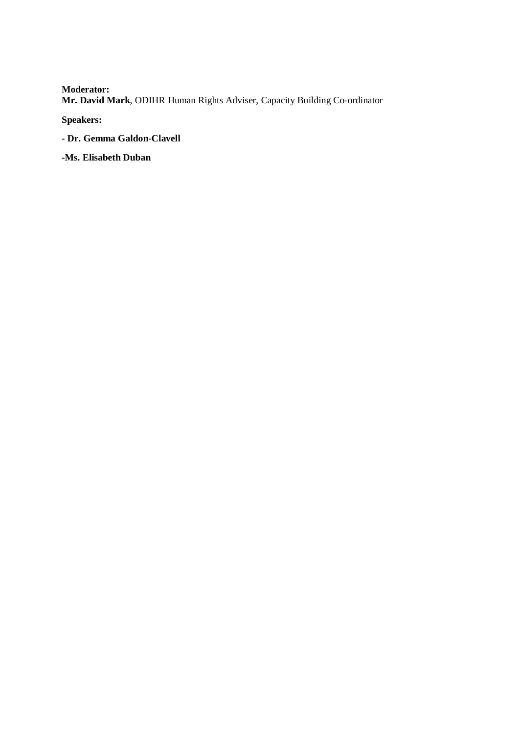**Moderator:**
**Mr. David Mark**, ODIHR Human Rights Adviser, Capacity Building Co-ordinator

**Speakers:**

**- Dr. Gemma Galdon-Clavell**

**-Ms. Elisabeth Duban**